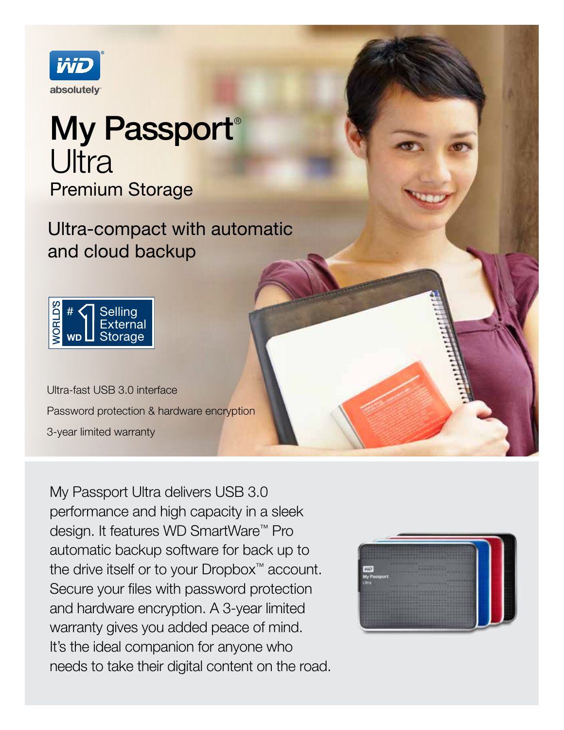WD absolutely

# My Passport® Ultra

## Premium Storage

## Ultra-compact with automatic and cloud backup

World's #1 WD Selling External Storage

- Ultra-fast USB 3.0 interface
- Password protection & hardware encryption
- 3-year limited warranty

My Passport Ultra delivers USB 3.0 performance and high capacity in a sleek design. It features WD SmartWare™ Pro automatic backup software for back up to the drive itself or to your Dropbox™ account. Secure your files with password protection and hardware encryption. A 3-year limited warranty gives you added peace of mind. It's the ideal companion for anyone who needs to take their digital content on the road.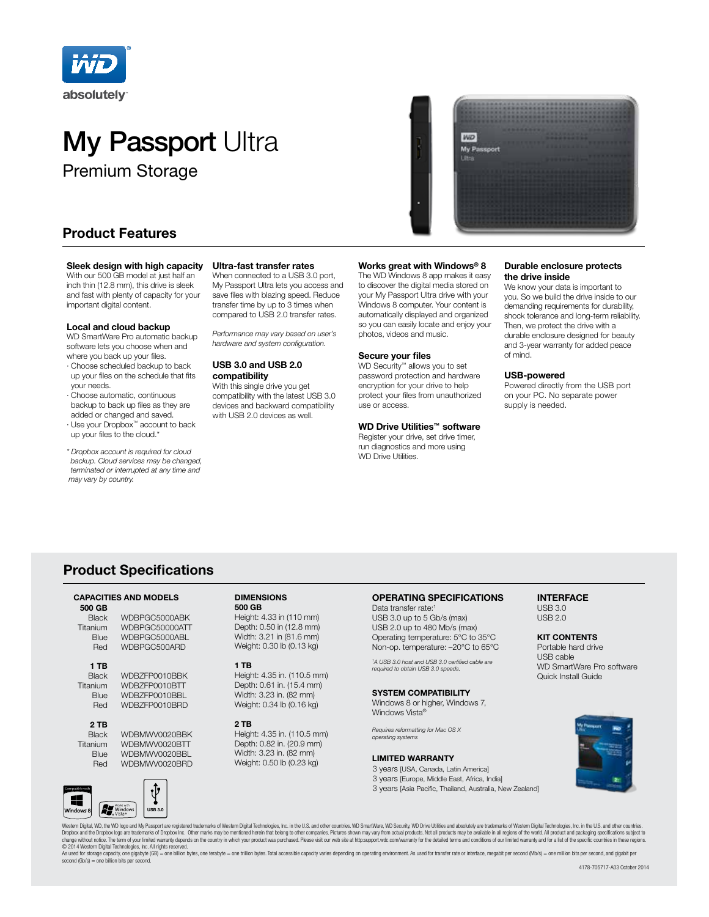# My Passport Ultra

Premium Storage

## Product Features

### Sleek design with high capacity

With our 500 GB model at just half an inch thin (12.8 mm), this drive is sleek and fast with plenty of capacity for your important digital content.

### Local and cloud backup

WD SmartWare Pro automatic backup software lets you choose when and where you back up your files.

- Choose scheduled backup to back up your files on the schedule that fits your needs.
- Choose automatic, continuous backup to back up files as they are added or changed and saved.
- Use your Dropbox™ account to back up your files to the cloud.*

*\* Dropbox account is required for cloud backup. Cloud services may be changed, terminated or interrupted at any time and may vary by country.*

### Ultra-fast transfer rates

When connected to a USB 3.0 port, My Passport Ultra lets you access and save files with blazing speed. Reduce transfer time by up to 3 times when compared to USB 2.0 transfer rates.

*Performance may vary based on user's hardware and system configuration.*

### USB 3.0 and USB 2.0 compatibility

With this single drive you get compatibility with the latest USB 3.0 devices and backward compatibility with USB 2.0 devices as well.

### Works great with Windows® 8

The WD Windows 8 app makes it easy to discover the digital media stored on your My Passport Ultra drive with your Windows 8 computer. Your content is automatically displayed and organized so you can easily locate and enjoy your photos, videos and music.

### Secure your files

WD Security™ allows you to set password protection and hardware encryption for your drive to help protect your files from unauthorized use or access.

### WD Drive Utilities™ software

Register your drive, set drive timer, run diagnostics and more using WD Drive Utilities.

### Durable enclosure protects the drive inside

We know your data is important to you. So we build the drive inside to our demanding requirements for durability, shock tolerance and long-term reliability. Then, we protect the drive with a durable enclosure designed for beauty and 3-year warranty for added peace of mind.

### USB-powered

Powered directly from the USB port on your PC. No separate power supply is needed.

## Product Specifications

### CAPACITIES AND MODELS

**500 GB**

| | |
|---|---|
| Black | WDBPGC5000ABK |
| Titanium | WDBPGC50000ATT |
| Blue | WDBPGC5000ABL |
| Red | WDBPGC500ARD |

**1 TB**

| | |
|---|---|
| Black | WDBZFP0010BBK |
| Titanium | WDBZFP0010BTT |
| Blue | WDBZFP0010BBL |
| Red | WDBZFP0010BRD |

**2 TB**

| | |
|---|---|
| Black | WDBMWV0020BBK |
| Titanium | WDBMWV0020BTT |
| Blue | WDBMWV0020BBL |
| Red | WDBMWV0020BRD |

### DIMENSIONS

**500 GB**
Height: 4.33 in (110 mm)
Depth: 0.50 in (12.8 mm)
Width: 3.21 in (81.6 mm)
Weight: 0.30 lb (0.13 kg)

**1 TB**
Height: 4.35 in. (110.5 mm)
Depth: 0.61 in. (15.4 mm)
Width: 3.23 in. (82 mm)
Weight: 0.34 lb (0.16 kg)

**2 TB**
Height: 4.35 in. (110.5 mm)
Depth: 0.82 in. (20.9 mm)
Width: 3.23 in. (82 mm)
Weight: 0.50 lb (0.23 kg)

### OPERATING SPECIFICATIONS

Data transfer rate:[1]
USB 3.0 up to 5 Gb/s (max)
USB 2.0 up to 480 Mb/s (max)
Operating temperature: 5°C to 35°C
Non-op. temperature: –20°C to 65°C

*[1] A USB 3.0 host and USB 3.0 certified cable are required to obtain USB 3.0 speeds.*

### SYSTEM COMPATIBILITY

Windows 8 or higher, Windows 7, Windows Vista®

*Requires reformatting for Mac OS X operating systems*

### LIMITED WARRANTY

3 years [USA, Canada, Latin America]
3 years [Europe, Middle East, Africa, India]
3 years [Asia Pacific, Thailand, Australia, New Zealand]

### INTERFACE

USB 3.0
USB 2.0

### KIT CONTENTS

Portable hard drive
USB cable
WD SmartWare Pro software
Quick Install Guide

Compatible with Windows 8 · Works with Windows Vista · USB 3.0

Western Digital, WD, the WD logo and My Passport are registered trademarks of Western Digital Technologies, Inc. in the U.S. and other countries. WD SmartWare, WD Security, WD Drive Utilities and absolutely are trademarks of Western Digital Technologies, Inc. in the U.S. and other countries. Dropbox and the Dropbox logo are trademarks of Dropbox Inc. Other marks may be mentioned herein that belong to other companies. Pictures shown may vary from actual products. Not all products may be available in all regions of the world. All product and packaging specifications subject to change without notice. The term of your limited warranty depends on the country in which your product was purchased. Please visit our web site at http:support.wdc.com/warranty for the detailed terms and conditions of our limited warranty and for a list of the specific countries in these regions.
© 2014 Western Digital Technologies, Inc. All rights reserved.
As used for storage capacity, one gigabyte (GB) = one billion bytes, one terabyte = one trillion bytes. Total accessible capacity varies depending on operating environment. As used for transfer rate or interface, megabit per second (Mb/s) = one million bits per second, and gigabit per second (Gb/s) = one billion bits per second.

4178-705717-A03 October 2014